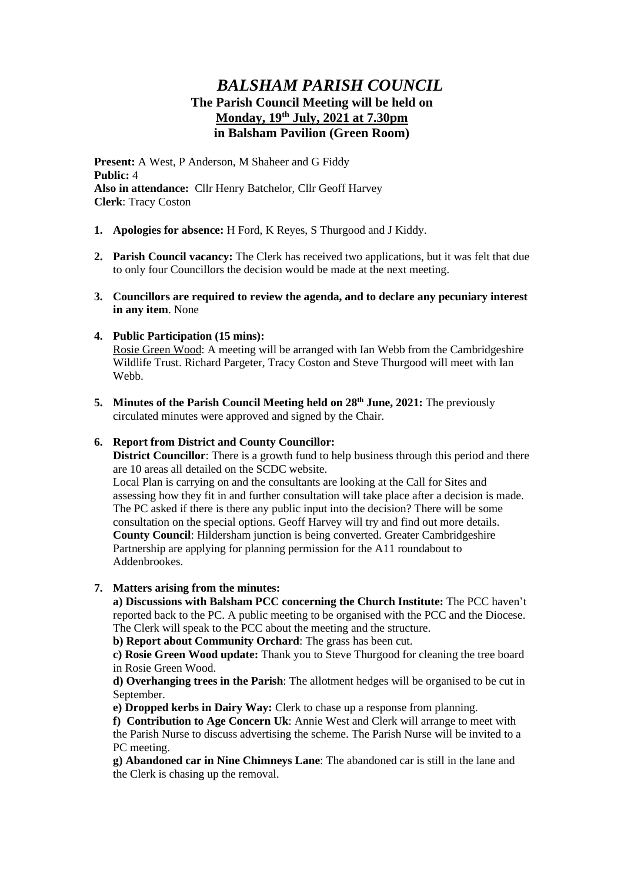# *BALSHAM PARISH COUNCIL*

## The Parish Council Meeting will be held on Monday, 19th July, 2021 at 7.30pm in Balsham Pavilion (Green Room)

**Present:** A West, P Anderson, M Shaheer and G Fiddy
**Public:** 4
**Also in attendance:** Cllr Henry Batchelor, Cllr Geoff Harvey
**Clerk**: Tracy Coston

1. **Apologies for absence:** H Ford, K Reyes, S Thurgood and J Kiddy.

2. **Parish Council vacancy:** The Clerk has received two applications, but it was felt that due to only four Councillors the decision would be made at the next meeting.

3. **Councillors are required to review the agenda, and to declare any pecuniary interest in any item**. None

4. **Public Participation (15 mins):**
   Rosie Green Wood: A meeting will be arranged with Ian Webb from the Cambridgeshire Wildlife Trust. Richard Pargeter, Tracy Coston and Steve Thurgood will meet with Ian Webb.

5. **Minutes of the Parish Council Meeting held on 28th June, 2021:** The previously circulated minutes were approved and signed by the Chair.

6. **Report from District and County Councillor:**
   **District Councillor**: There is a growth fund to help business through this period and there are 10 areas all detailed on the SCDC website.
   Local Plan is carrying on and the consultants are looking at the Call for Sites and assessing how they fit in and further consultation will take place after a decision is made. The PC asked if there is there any public input into the decision? There will be some consultation on the special options. Geoff Harvey will try and find out more details.
   **County Council**: Hildersham junction is being converted. Greater Cambridgeshire Partnership are applying for planning permission for the A11 roundabout to Addenbrookes.

7. **Matters arising from the minutes:**
   **a) Discussions with Balsham PCC concerning the Church Institute:** The PCC haven't reported back to the PC. A public meeting to be organised with the PCC and the Diocese. The Clerk will speak to the PCC about the meeting and the structure.
   **b) Report about Community Orchard**: The grass has been cut.
   **c) Rosie Green Wood update:** Thank you to Steve Thurgood for cleaning the tree board in Rosie Green Wood.
   **d) Overhanging trees in the Parish**: The allotment hedges will be organised to be cut in September.
   **e) Dropped kerbs in Dairy Way:** Clerk to chase up a response from planning.
   **f) Contribution to Age Concern Uk**: Annie West and Clerk will arrange to meet with the Parish Nurse to discuss advertising the scheme. The Parish Nurse will be invited to a PC meeting.
   **g) Abandoned car in Nine Chimneys Lane**: The abandoned car is still in the lane and the Clerk is chasing up the removal.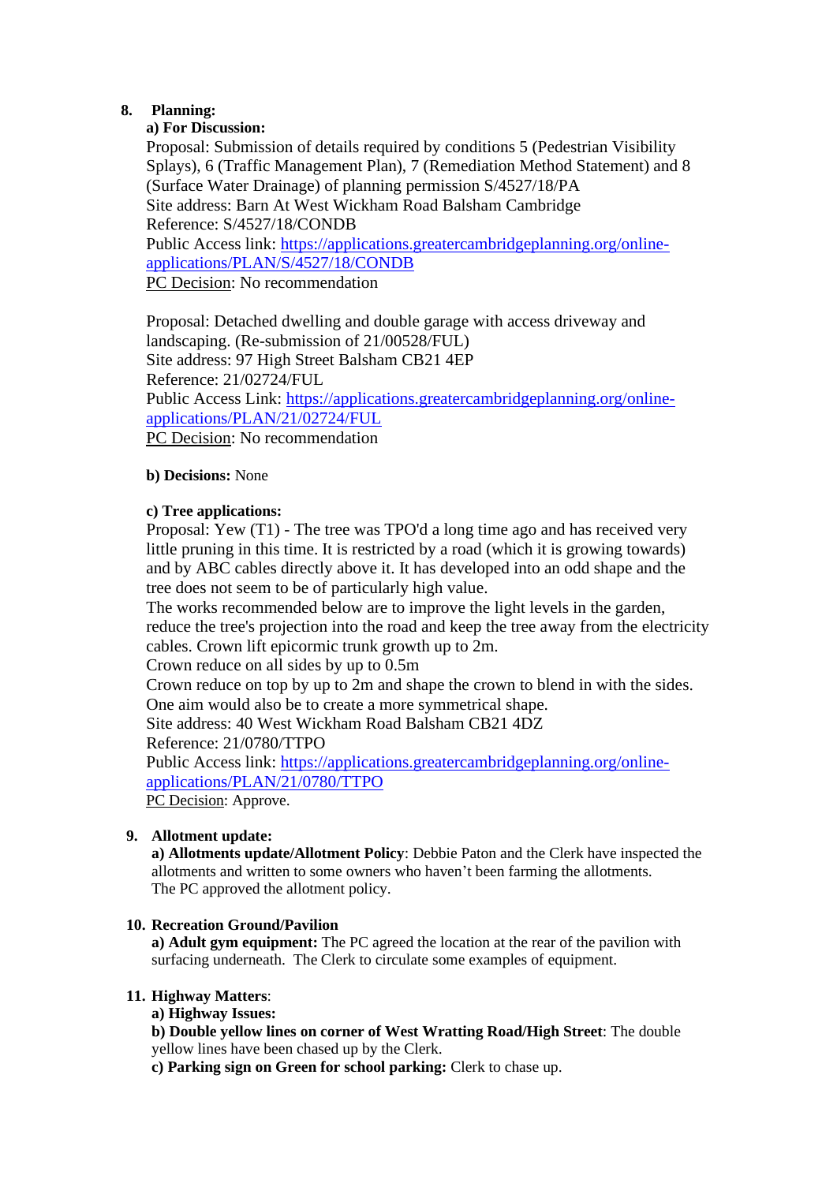8. **Planning:**

**a) For Discussion:**

Proposal: Submission of details required by conditions 5 (Pedestrian Visibility Splays), 6 (Traffic Management Plan), 7 (Remediation Method Statement) and 8 (Surface Water Drainage) of planning permission S/4527/18/PA
Site address: Barn At West Wickham Road Balsham Cambridge
Reference: S/4527/18/CONDB
Public Access link: [https://applications.greatercambridgeplanning.org/online-applications/PLAN/S/4527/18/CONDB](https://applications.greatercambridgeplanning.org/online-applications/PLAN/S/4527/18/CONDB)
<u>PC Decision</u>: No recommendation

Proposal: Detached dwelling and double garage with access driveway and landscaping. (Re-submission of 21/00528/FUL)
Site address: 97 High Street Balsham CB21 4EP
Reference: 21/02724/FUL
Public Access Link: [https://applications.greatercambridgeplanning.org/online-applications/PLAN/21/02724/FUL](https://applications.greatercambridgeplanning.org/online-applications/PLAN/21/02724/FUL)
<u>PC Decision</u>: No recommendation

**b) Decisions:** None

**c) Tree applications:**

Proposal: Yew (T1) - The tree was TPO'd a long time ago and has received very little pruning in this time. It is restricted by a road (which it is growing towards) and by ABC cables directly above it. It has developed into an odd shape and the tree does not seem to be of particularly high value.
The works recommended below are to improve the light levels in the garden, reduce the tree's projection into the road and keep the tree away from the electricity cables. Crown lift epicormic trunk growth up to 2m.
Crown reduce on all sides by up to 0.5m
Crown reduce on top by up to 2m and shape the crown to blend in with the sides.
One aim would also be to create a more symmetrical shape.
Site address: 40 West Wickham Road Balsham CB21 4DZ
Reference: 21/0780/TTPO
Public Access link: [https://applications.greatercambridgeplanning.org/online-applications/PLAN/21/0780/TTPO](https://applications.greatercambridgeplanning.org/online-applications/PLAN/21/0780/TTPO)
<u>PC Decision</u>: Approve.

9. **Allotment update:**

**a) Allotments update/Allotment Policy**: Debbie Paton and the Clerk have inspected the allotments and written to some owners who haven't been farming the allotments.
The PC approved the allotment policy.

10. **Recreation Ground/Pavilion**

**a) Adult gym equipment:** The PC agreed the location at the rear of the pavilion with surfacing underneath. The Clerk to circulate some examples of equipment.

11. **Highway Matters**:

**a) Highway Issues:**

**b) Double yellow lines on corner of West Wratting Road/High Street**: The double yellow lines have been chased up by the Clerk.

**c) Parking sign on Green for school parking:** Clerk to chase up.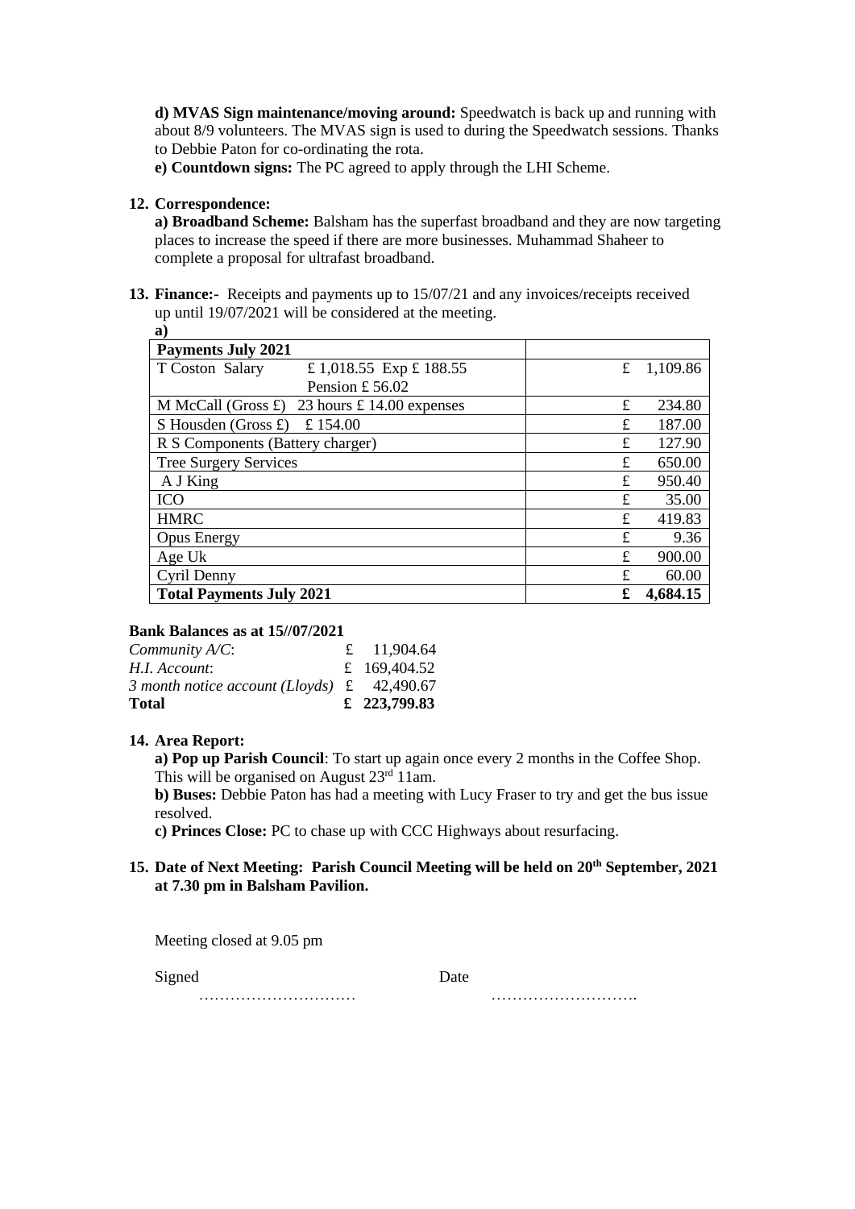**d) MVAS Sign maintenance/moving around:** Speedwatch is back up and running with about 8/9 volunteers. The MVAS sign is used to during the Speedwatch sessions. Thanks to Debbie Paton for co-ordinating the rota.

**e) Countdown signs:** The PC agreed to apply through the LHI Scheme.

**12. Correspondence:**

**a) Broadband Scheme:** Balsham has the superfast broadband and they are now targeting places to increase the speed if there are more businesses. Muhammad Shaheer to complete a proposal for ultrafast broadband.

**13. Finance:-** Receipts and payments up to 15/07/21 and any invoices/receipts received up until 19/07/2021 will be considered at the meeting.

**a)**

| **Payments July 2021** | | | |
|---|---|---|---|
| T Coston Salary | £ 1,018.55 Exp £ 188.55 Pension £ 56.02 | £ | 1,109.86 |
| M McCall (Gross £) | 23 hours £ 14.00 expenses | £ | 234.80 |
| S Housden (Gross £) | £ 154.00 | £ | 187.00 |
| R S Components (Battery charger) | | £ | 127.90 |
| Tree Surgery Services | | £ | 650.00 |
| A J King | | £ | 950.40 |
| ICO | | £ | 35.00 |
| HMRC | | £ | 419.83 |
| Opus Energy | | £ | 9.36 |
| Age Uk | | £ | 900.00 |
| Cyril Denny | | £ | 60.00 |
| **Total Payments July 2021** | | **£** | **4,684.15** |

**Bank Balances as at 15//07/2021**

| | | |
|---|---|---|
| *Community A/C*: | £ | 11,904.64 |
| *H.I. Account*: | £ | 169,404.52 |
| *3 month notice account (Lloyds)* | £ | 42,490.67 |
| **Total** | **£** | **223,799.83** |

**14. Area Report:**

**a) Pop up Parish Council**: To start up again once every 2 months in the Coffee Shop. This will be organised on August 23rd 11am.

**b) Buses:** Debbie Paton has had a meeting with Lucy Fraser to try and get the bus issue resolved.

**c) Princes Close:** PC to chase up with CCC Highways about resurfacing.

**15. Date of Next Meeting: Parish Council Meeting will be held on 20th September, 2021 at 7.30 pm in Balsham Pavilion.**

Meeting closed at 9.05 pm

Signed ………………………… Date ……………………….